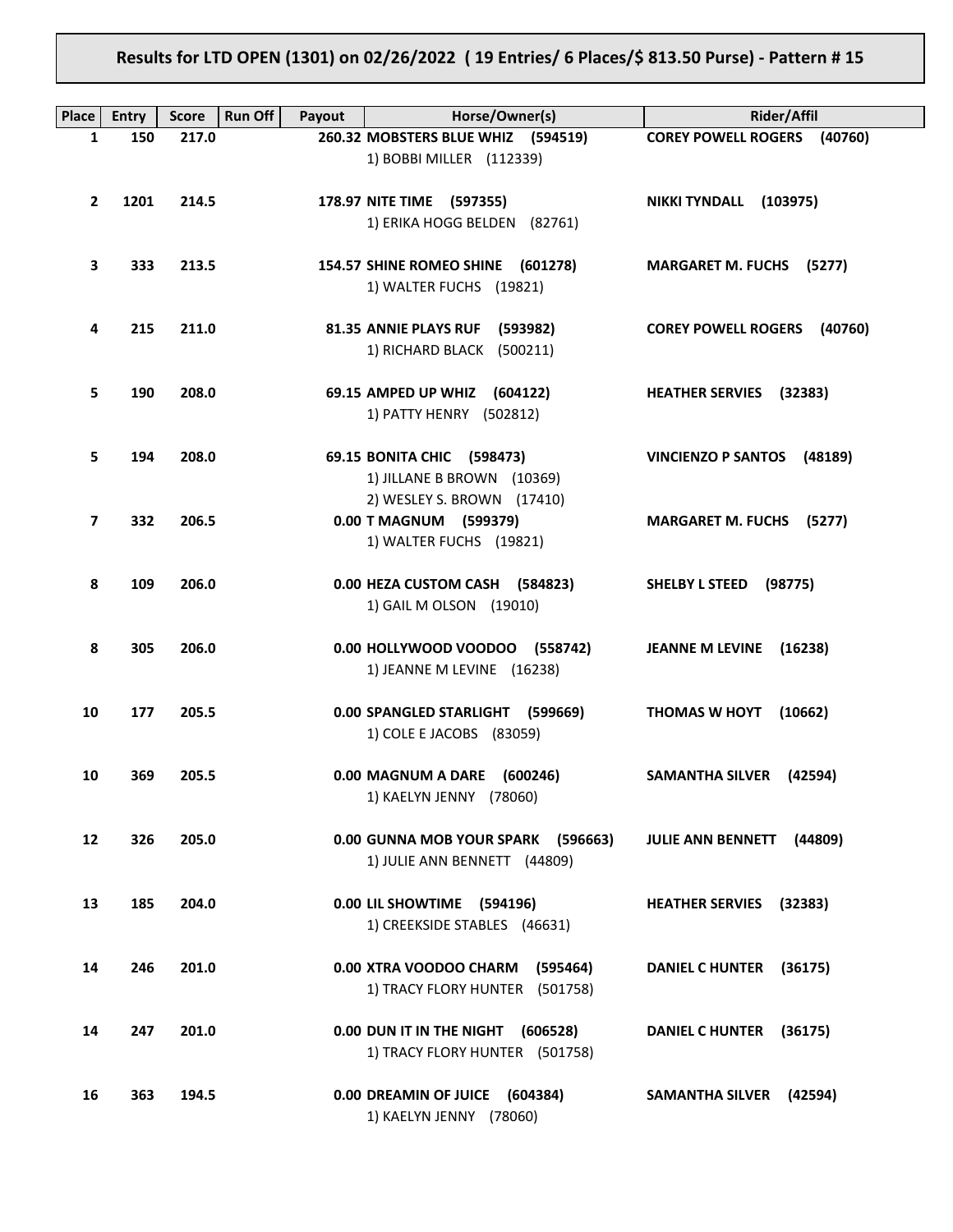**Results for LTD OPEN (1301) on 02/26/2022 ( 19 Entries/ 6 Places/$ 813.50 Purse) - Pattern # 15**

| Place | Entry | Score | Run Off | Payout | Horse/Owner(s) | Rider/Affil |
|---|---|---|---|---|---|---|
| 1 | 150 | 217.0 | | 260.32 | **MOBSTERS BLUE WHIZ (594519)**<br>1) BOBBI MILLER (112339) | **COREY POWELL ROGERS (40760)** |
| 2 | 1201 | 214.5 | | 178.97 | **NITE TIME (597355)**<br>1) ERIKA HOGG BELDEN (82761) | **NIKKI TYNDALL (103975)** |
| 3 | 333 | 213.5 | | 154.57 | **SHINE ROMEO SHINE (601278)**<br>1) WALTER FUCHS (19821) | **MARGARET M. FUCHS (5277)** |
| 4 | 215 | 211.0 | | 81.35 | **ANNIE PLAYS RUF (593982)**<br>1) RICHARD BLACK (500211) | **COREY POWELL ROGERS (40760)** |
| 5 | 190 | 208.0 | | 69.15 | **AMPED UP WHIZ (604122)**<br>1) PATTY HENRY (502812) | **HEATHER SERVIES (32383)** |
| 5 | 194 | 208.0 | | 69.15 | **BONITA CHIC (598473)**<br>1) JILLANE B BROWN (10369)<br>2) WESLEY S. BROWN (17410) | **VINCIENZO P SANTOS (48189)** |
| 7 | 332 | 206.5 | | 0.00 | **T MAGNUM (599379)**<br>1) WALTER FUCHS (19821) | **MARGARET M. FUCHS (5277)** |
| 8 | 109 | 206.0 | | 0.00 | **HEZA CUSTOM CASH (584823)**<br>1) GAIL M OLSON (19010) | **SHELBY L STEED (98775)** |
| 8 | 305 | 206.0 | | 0.00 | **HOLLYWOOD VOODOO (558742)**<br>1) JEANNE M LEVINE (16238) | **JEANNE M LEVINE (16238)** |
| 10 | 177 | 205.5 | | 0.00 | **SPANGLED STARLIGHT (599669)**<br>1) COLE E JACOBS (83059) | **THOMAS W HOYT (10662)** |
| 10 | 369 | 205.5 | | 0.00 | **MAGNUM A DARE (600246)**<br>1) KAELYN JENNY (78060) | **SAMANTHA SILVER (42594)** |
| 12 | 326 | 205.0 | | 0.00 | **GUNNA MOB YOUR SPARK (596663)**<br>1) JULIE ANN BENNETT (44809) | **JULIE ANN BENNETT (44809)** |
| 13 | 185 | 204.0 | | 0.00 | **LIL SHOWTIME (594196)**<br>1) CREEKSIDE STABLES (46631) | **HEATHER SERVIES (32383)** |
| 14 | 246 | 201.0 | | 0.00 | **XTRA VOODOO CHARM (595464)**<br>1) TRACY FLORY HUNTER (501758) | **DANIEL C HUNTER (36175)** |
| 14 | 247 | 201.0 | | 0.00 | **DUN IT IN THE NIGHT (606528)**<br>1) TRACY FLORY HUNTER (501758) | **DANIEL C HUNTER (36175)** |
| 16 | 363 | 194.5 | | 0.00 | **DREAMIN OF JUICE (604384)**<br>1) KAELYN JENNY (78060) | **SAMANTHA SILVER (42594)** |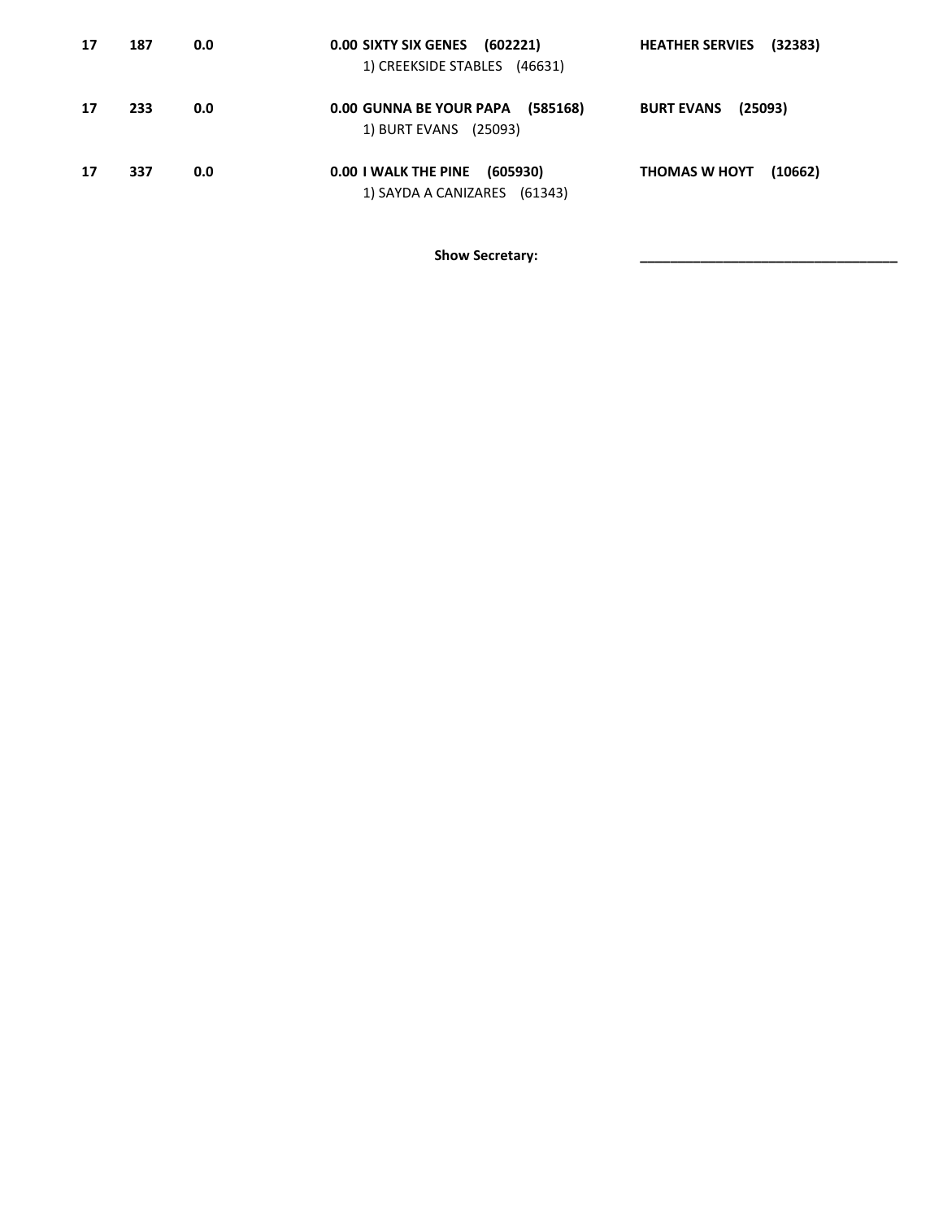| | | | | |
|---|---|---|---|---|
| **17** | **187** | **0.0** | **0.00 SIXTY SIX GENES (602221)**<br>1) CREEKSIDE STABLES (46631) | **HEATHER SERVIES (32383)** |
| **17** | **233** | **0.0** | **0.00 GUNNA BE YOUR PAPA (585168)**<br>1) BURT EVANS (25093) | **BURT EVANS (25093)** |
| **17** | **337** | **0.0** | **0.00 I WALK THE PINE (605930)**<br>1) SAYDA A CANIZARES (61343) | **THOMAS W HOYT (10662)** |

**Show Secretary:** ___________________________________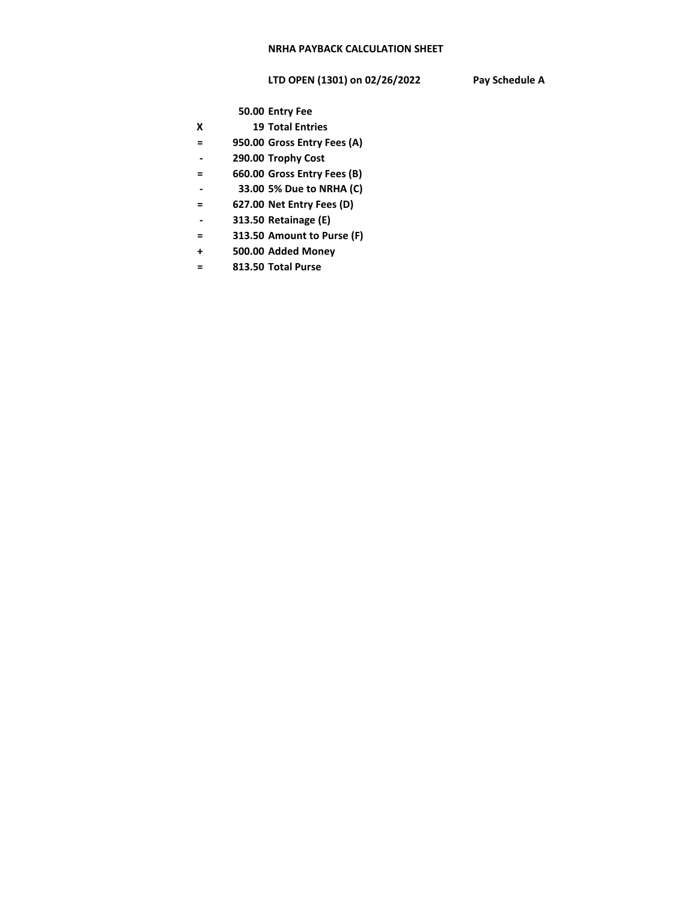**NRHA PAYBACK CALCULATION SHEET**

**LTD OPEN (1301) on 02/26/2022** **Pay Schedule A**

| | | |
|---|---|---|
| | 50.00 | Entry Fee |
| X | 19 | Total Entries |
| = | 950.00 | Gross Entry Fees (A) |
| - | 290.00 | Trophy Cost |
| = | 660.00 | Gross Entry Fees (B) |
| - | 33.00 | 5% Due to NRHA (C) |
| = | 627.00 | Net Entry Fees (D) |
| - | 313.50 | Retainage (E) |
| = | 313.50 | Amount to Purse (F) |
| + | 500.00 | Added Money |
| = | 813.50 | Total Purse |